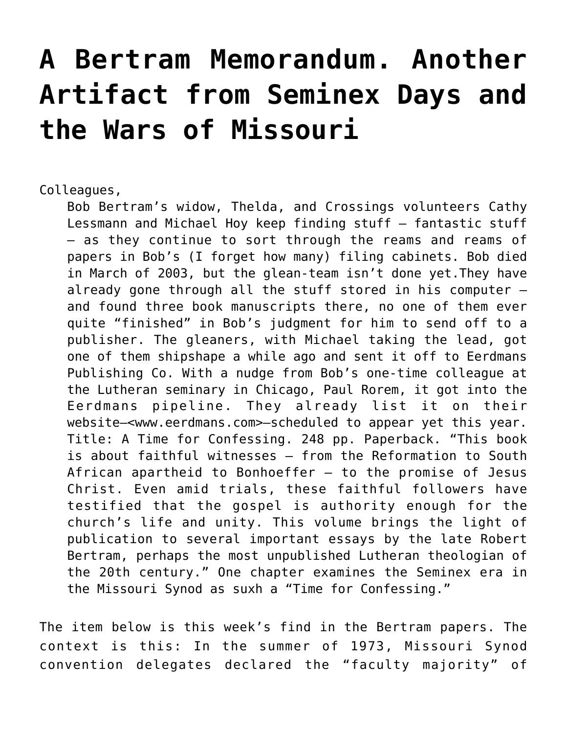# A Bertram Memorandum. Another Artifact from Seminex Days and the Wars of Missouri

Colleagues,

> Bob Bertram's widow, Thelda, and Crossings volunteers Cathy Lessmann and Michael Hoy keep finding stuff — fantastic stuff — as they continue to sort through the reams and reams of papers in Bob's (I forget how many) filing cabinets. Bob died in March of 2003, but the glean-team isn't done yet.They have already gone through all the stuff stored in his computer — and found three book manuscripts there, no one of them ever quite "finished" in Bob's judgment for him to send off to a publisher. The gleaners, with Michael taking the lead, got one of them shipshape a while ago and sent it off to Eerdmans Publishing Co. With a nudge from Bob's one-time colleague at the Lutheran seminary in Chicago, Paul Rorem, it got into the Eerdmans pipeline. They already list it on their website—<www.eerdmans.com>—scheduled to appear yet this year. Title: A Time for Confessing. 248 pp. Paperback. "This book is about faithful witnesses — from the Reformation to South African apartheid to Bonhoeffer — to the promise of Jesus Christ. Even amid trials, these faithful followers have testified that the gospel is authority enough for the church's life and unity. This volume brings the light of publication to several important essays by the late Robert Bertram, perhaps the most unpublished Lutheran theologian of the 20th century." One chapter examines the Seminex era in the Missouri Synod as suxh a "Time for Confessing."

The item below is this week's find in the Bertram papers. The context is this: In the summer of 1973, Missouri Synod convention delegates declared the "faculty majority" of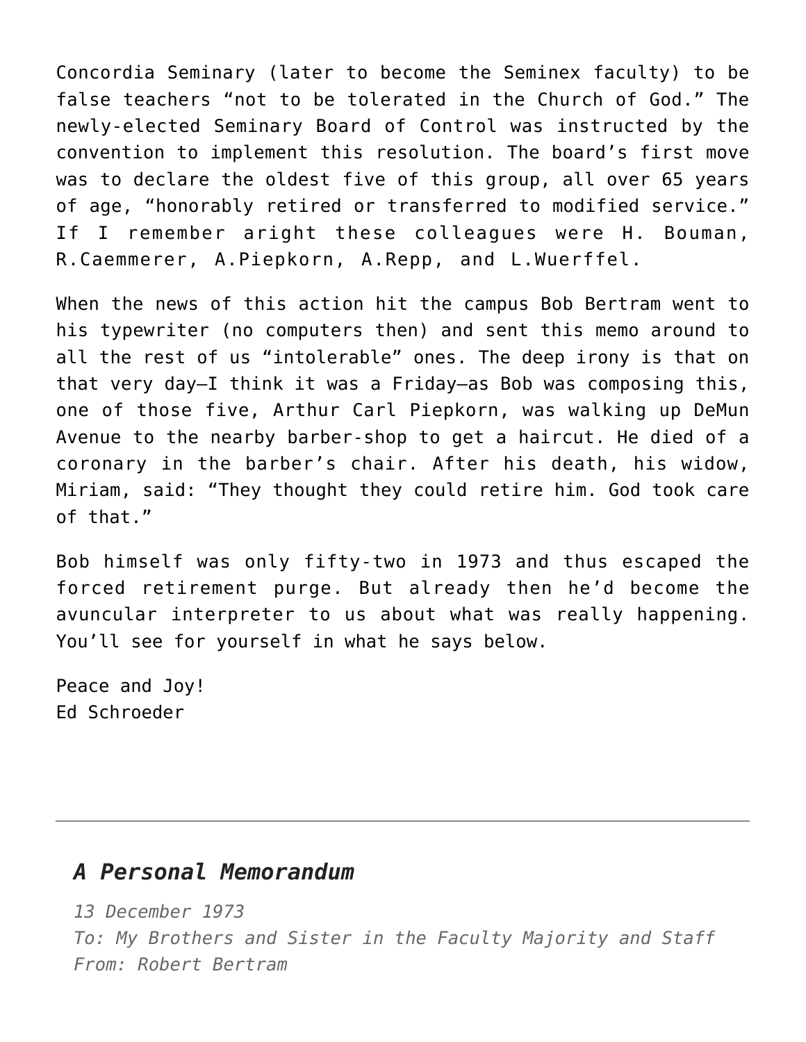Concordia Seminary (later to become the Seminex faculty) to be false teachers "not to be tolerated in the Church of God." The newly-elected Seminary Board of Control was instructed by the convention to implement this resolution. The board's first move was to declare the oldest five of this group, all over 65 years of age, "honorably retired or transferred to modified service." If I remember aright these colleagues were H. Bouman, R.Caemmerer, A.Piepkorn, A.Repp, and L.Wuerffel.

When the news of this action hit the campus Bob Bertram went to his typewriter (no computers then) and sent this memo around to all the rest of us "intolerable" ones. The deep irony is that on that very day—I think it was a Friday—as Bob was composing this, one of those five, Arthur Carl Piepkorn, was walking up DeMun Avenue to the nearby barber-shop to get a haircut. He died of a coronary in the barber's chair. After his death, his widow, Miriam, said: "They thought they could retire him. God took care of that."

Bob himself was only fifty-two in 1973 and thus escaped the forced retirement purge. But already then he'd become the avuncular interpreter to us about what was really happening. You'll see for yourself in what he says below.

Peace and Joy!  
Ed Schroeder

---

## *A Personal Memorandum*

*13 December 1973*  
*To: My Brothers and Sister in the Faculty Majority and Staff*  
*From: Robert Bertram*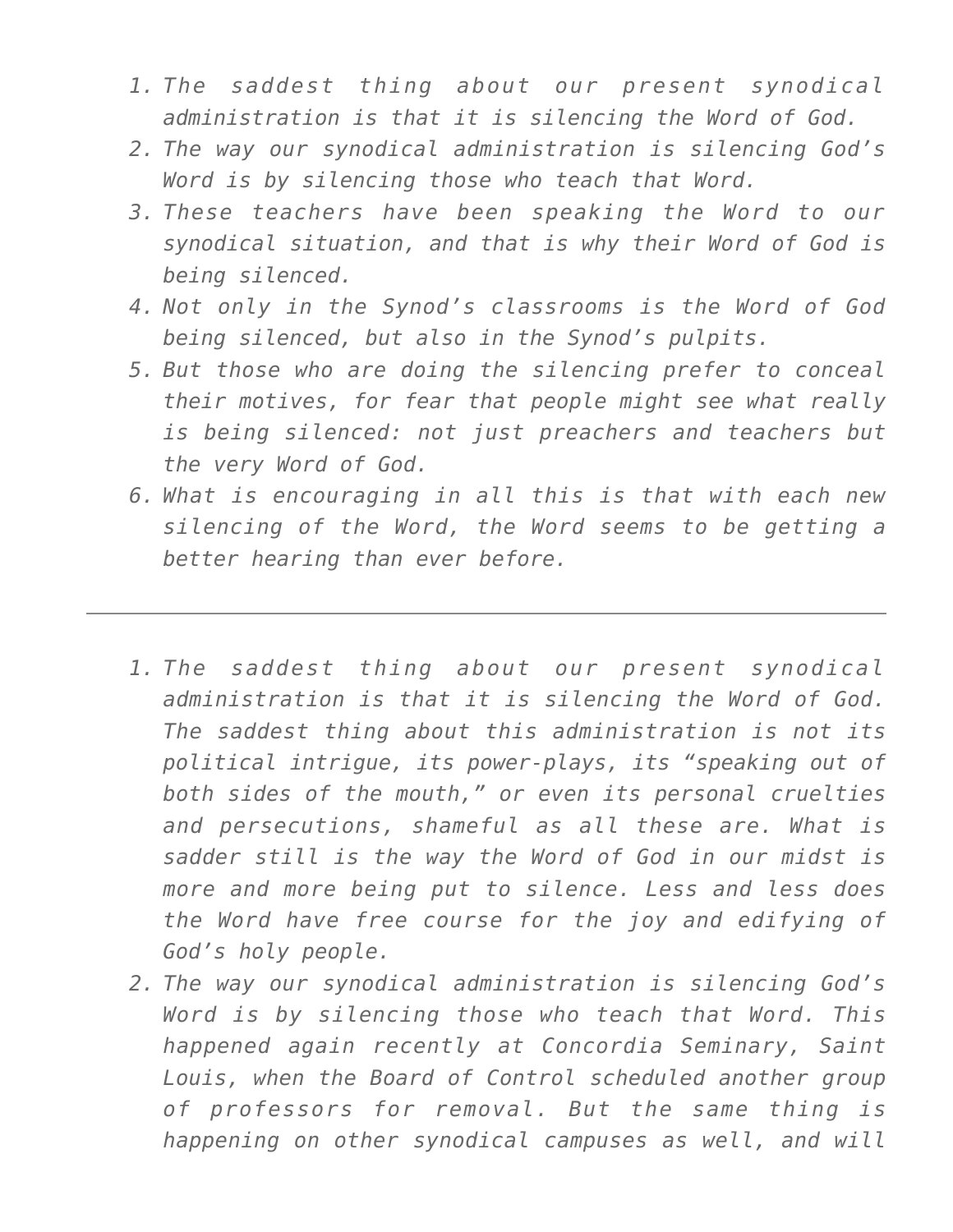1. *The saddest thing about our present synodical administration is that it is silencing the Word of God.*
2. *The way our synodical administration is silencing God's Word is by silencing those who teach that Word.*
3. *These teachers have been speaking the Word to our synodical situation, and that is why their Word of God is being silenced.*
4. *Not only in the Synod's classrooms is the Word of God being silenced, but also in the Synod's pulpits.*
5. *But those who are doing the silencing prefer to conceal their motives, for fear that people might see what really is being silenced: not just preachers and teachers but the very Word of God.*
6. *What is encouraging in all this is that with each new silencing of the Word, the Word seems to be getting a better hearing than ever before.*

---

1. *The saddest thing about our present synodical administration is that it is silencing the Word of God. The saddest thing about this administration is not its political intrigue, its power-plays, its "speaking out of both sides of the mouth," or even its personal cruelties and persecutions, shameful as all these are. What is sadder still is the way the Word of God in our midst is more and more being put to silence. Less and less does the Word have free course for the joy and edifying of God's holy people.*
2. *The way our synodical administration is silencing God's Word is by silencing those who teach that Word. This happened again recently at Concordia Seminary, Saint Louis, when the Board of Control scheduled another group of professors for removal. But the same thing is happening on other synodical campuses as well, and will*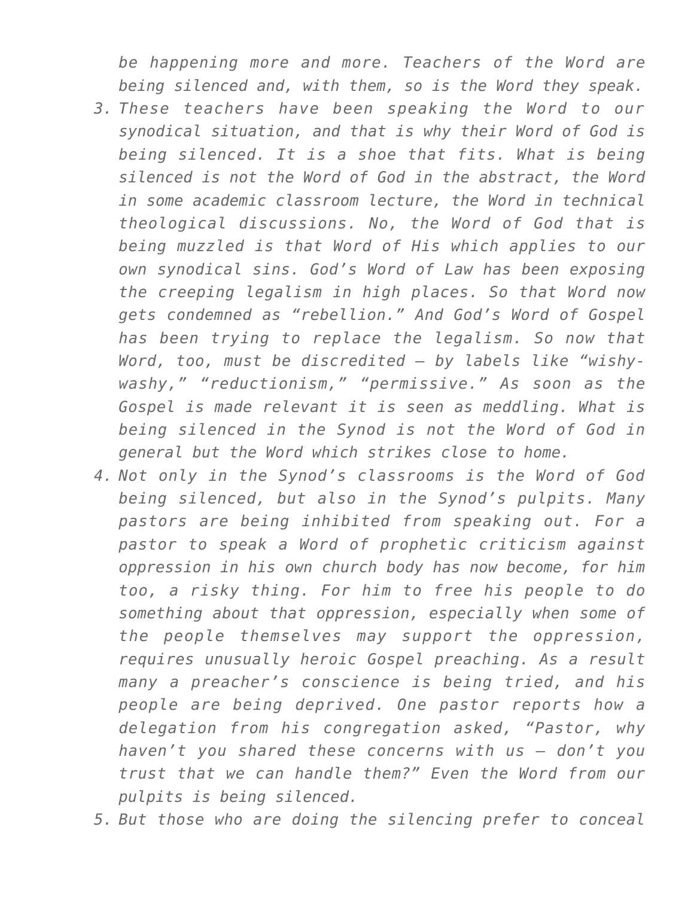*be happening more and more. Teachers of the Word are being silenced and, with them, so is the Word they speak.*

3. *These teachers have been speaking the Word to our synodical situation, and that is why their Word of God is being silenced. It is a shoe that fits. What is being silenced is not the Word of God in the abstract, the Word in some academic classroom lecture, the Word in technical theological discussions. No, the Word of God that is being muzzled is that Word of His which applies to our own synodical sins. God's Word of Law has been exposing the creeping legalism in high places. So that Word now gets condemned as "rebellion." And God's Word of Gospel has been trying to replace the legalism. So now that Word, too, must be discredited – by labels like "wishy-washy," "reductionism," "permissive." As soon as the Gospel is made relevant it is seen as meddling. What is being silenced in the Synod is not the Word of God in general but the Word which strikes close to home.*
4. *Not only in the Synod's classrooms is the Word of God being silenced, but also in the Synod's pulpits. Many pastors are being inhibited from speaking out. For a pastor to speak a Word of prophetic criticism against oppression in his own church body has now become, for him too, a risky thing. For him to free his people to do something about that oppression, especially when some of the people themselves may support the oppression, requires unusually heroic Gospel preaching. As a result many a preacher's conscience is being tried, and his people are being deprived. One pastor reports how a delegation from his congregation asked, "Pastor, why haven't you shared these concerns with us – don't you trust that we can handle them?" Even the Word from our pulpits is being silenced.*
5. *But those who are doing the silencing prefer to conceal*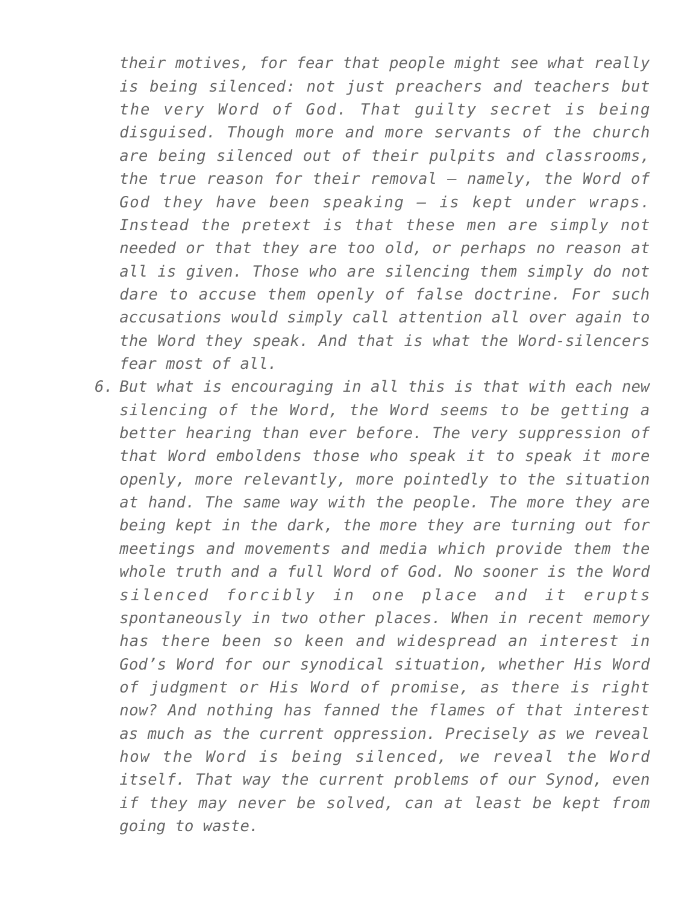*their motives, for fear that people might see what really is being silenced: not just preachers and teachers but the very Word of God. That guilty secret is being disguised. Though more and more servants of the church are being silenced out of their pulpits and classrooms, the true reason for their removal – namely, the Word of God they have been speaking – is kept under wraps. Instead the pretext is that these men are simply not needed or that they are too old, or perhaps no reason at all is given. Those who are silencing them simply do not dare to accuse them openly of false doctrine. For such accusations would simply call attention all over again to the Word they speak. And that is what the Word-silencers fear most of all.*

6. *But what is encouraging in all this is that with each new silencing of the Word, the Word seems to be getting a better hearing than ever before. The very suppression of that Word emboldens those who speak it to speak it more openly, more relevantly, more pointedly to the situation at hand. The same way with the people. The more they are being kept in the dark, the more they are turning out for meetings and movements and media which provide them the whole truth and a full Word of God. No sooner is the Word silenced forcibly in one place and it erupts spontaneously in two other places. When in recent memory has there been so keen and widespread an interest in God's Word for our synodical situation, whether His Word of judgment or His Word of promise, as there is right now? And nothing has fanned the flames of that interest as much as the current oppression. Precisely as we reveal how the Word is being silenced, we reveal the Word itself. That way the current problems of our Synod, even if they may never be solved, can at least be kept from going to waste.*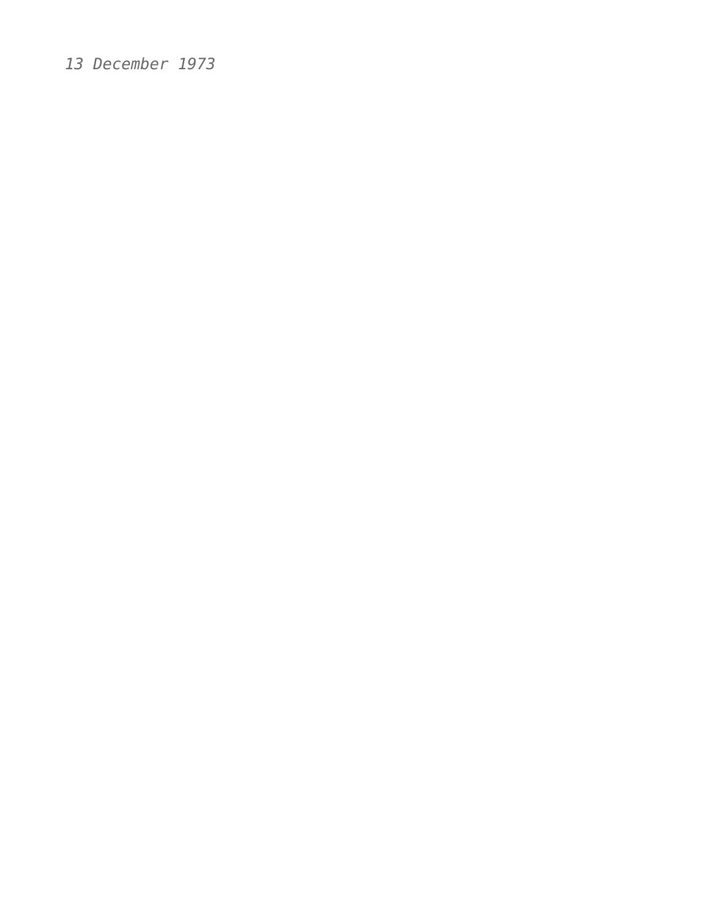*13 December 1973*